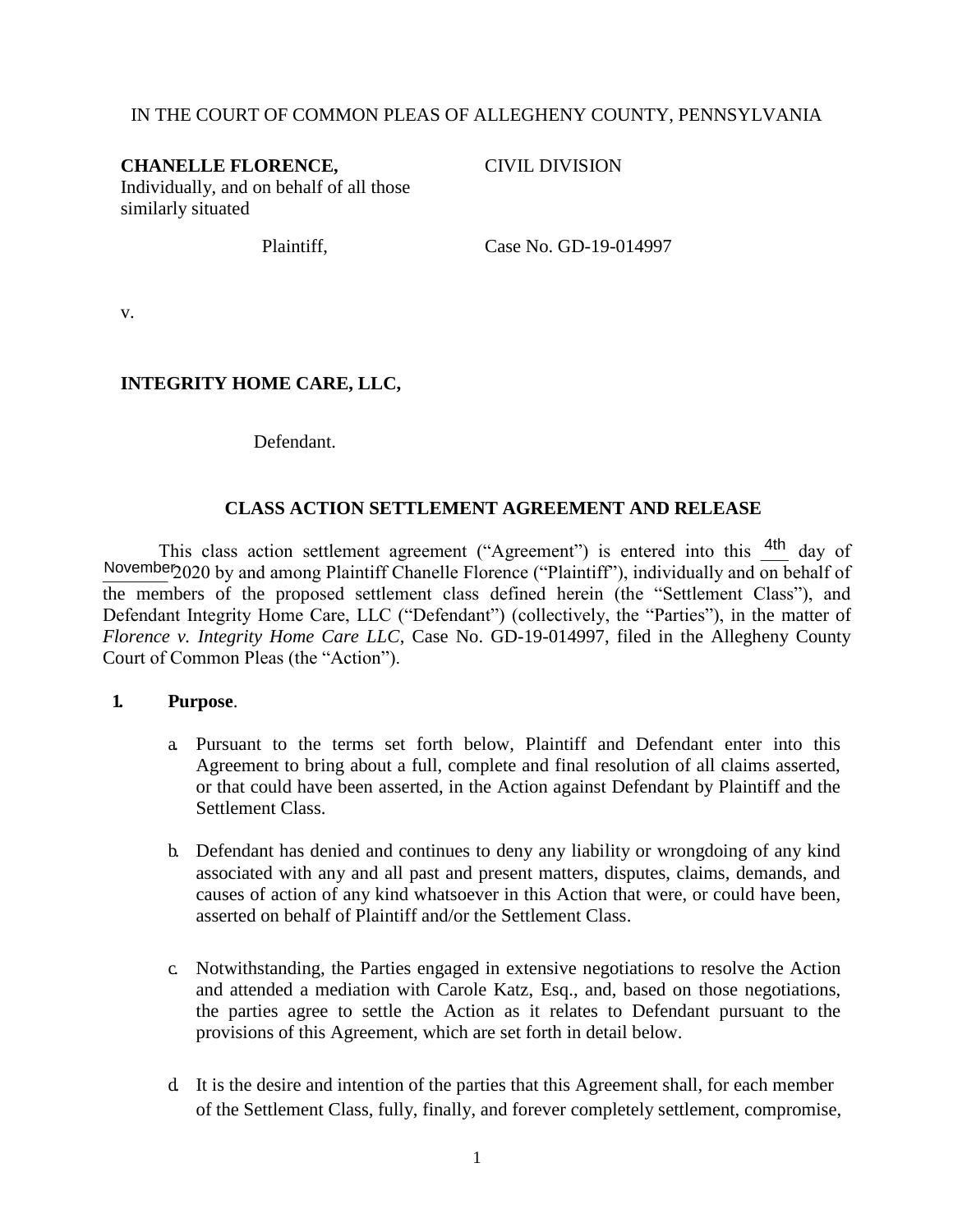IN THE COURT OF COMMON PLEAS OF ALLEGHENY COUNTY, PENNSYLVANIA

**CHANELLE FLORENCE,**
Individually, and on behalf of all those similarly situated

Plaintiff,

CIVIL DIVISION

Case No. GD-19-014997

v.

**INTEGRITY HOME CARE, LLC,**

Defendant.

**CLASS ACTION SETTLEMENT AGREEMENT AND RELEASE**

This class action settlement agreement ("Agreement") is entered into this 4th day of November 2020 by and among Plaintiff Chanelle Florence ("Plaintiff"), individually and on behalf of the members of the proposed settlement class defined herein (the "Settlement Class"), and Defendant Integrity Home Care, LLC ("Defendant") (collectively, the "Parties"), in the matter of *Florence v. Integrity Home Care LLC*, Case No. GD-19-014997, filed in the Allegheny County Court of Common Pleas (the "Action").

**1. Purpose**.

a. Pursuant to the terms set forth below, Plaintiff and Defendant enter into this Agreement to bring about a full, complete and final resolution of all claims asserted, or that could have been asserted, in the Action against Defendant by Plaintiff and the Settlement Class.

b. Defendant has denied and continues to deny any liability or wrongdoing of any kind associated with any and all past and present matters, disputes, claims, demands, and causes of action of any kind whatsoever in this Action that were, or could have been, asserted on behalf of Plaintiff and/or the Settlement Class.

c. Notwithstanding, the Parties engaged in extensive negotiations to resolve the Action and attended a mediation with Carole Katz, Esq., and, based on those negotiations, the parties agree to settle the Action as it relates to Defendant pursuant to the provisions of this Agreement, which are set forth in detail below.

d. It is the desire and intention of the parties that this Agreement shall, for each member of the Settlement Class, fully, finally, and forever completely settlement, compromise,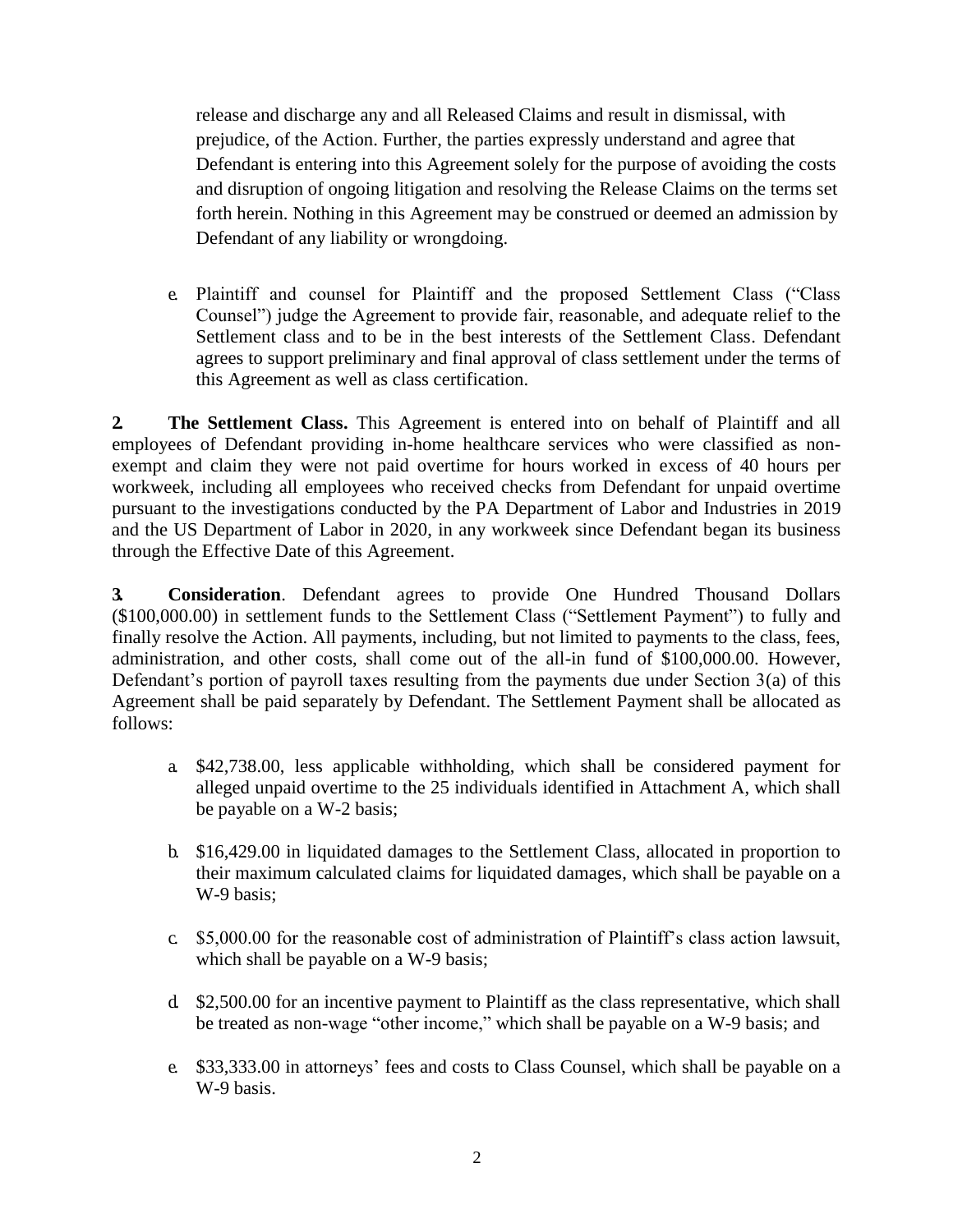release and discharge any and all Released Claims and result in dismissal, with prejudice, of the Action. Further, the parties expressly understand and agree that Defendant is entering into this Agreement solely for the purpose of avoiding the costs and disruption of ongoing litigation and resolving the Release Claims on the terms set forth herein. Nothing in this Agreement may be construed or deemed an admission by Defendant of any liability or wrongdoing.

e. Plaintiff and counsel for Plaintiff and the proposed Settlement Class ("Class Counsel") judge the Agreement to provide fair, reasonable, and adequate relief to the Settlement class and to be in the best interests of the Settlement Class. Defendant agrees to support preliminary and final approval of class settlement under the terms of this Agreement as well as class certification.

**2. The Settlement Class.** This Agreement is entered into on behalf of Plaintiff and all employees of Defendant providing in-home healthcare services who were classified as non-exempt and claim they were not paid overtime for hours worked in excess of 40 hours per workweek, including all employees who received checks from Defendant for unpaid overtime pursuant to the investigations conducted by the PA Department of Labor and Industries in 2019 and the US Department of Labor in 2020, in any workweek since Defendant began its business through the Effective Date of this Agreement.

**3. Consideration**. Defendant agrees to provide One Hundred Thousand Dollars ($100,000.00) in settlement funds to the Settlement Class ("Settlement Payment") to fully and finally resolve the Action. All payments, including, but not limited to payments to the class, fees, administration, and other costs, shall come out of the all-in fund of $100,000.00. However, Defendant's portion of payroll taxes resulting from the payments due under Section 3(a) of this Agreement shall be paid separately by Defendant. The Settlement Payment shall be allocated as follows:

a. $42,738.00, less applicable withholding, which shall be considered payment for alleged unpaid overtime to the 25 individuals identified in Attachment A, which shall be payable on a W-2 basis;

b. $16,429.00 in liquidated damages to the Settlement Class, allocated in proportion to their maximum calculated claims for liquidated damages, which shall be payable on a W-9 basis;

c. $5,000.00 for the reasonable cost of administration of Plaintiff's class action lawsuit, which shall be payable on a W-9 basis;

d. $2,500.00 for an incentive payment to Plaintiff as the class representative, which shall be treated as non-wage "other income," which shall be payable on a W-9 basis; and

e. $33,333.00 in attorneys' fees and costs to Class Counsel, which shall be payable on a W-9 basis.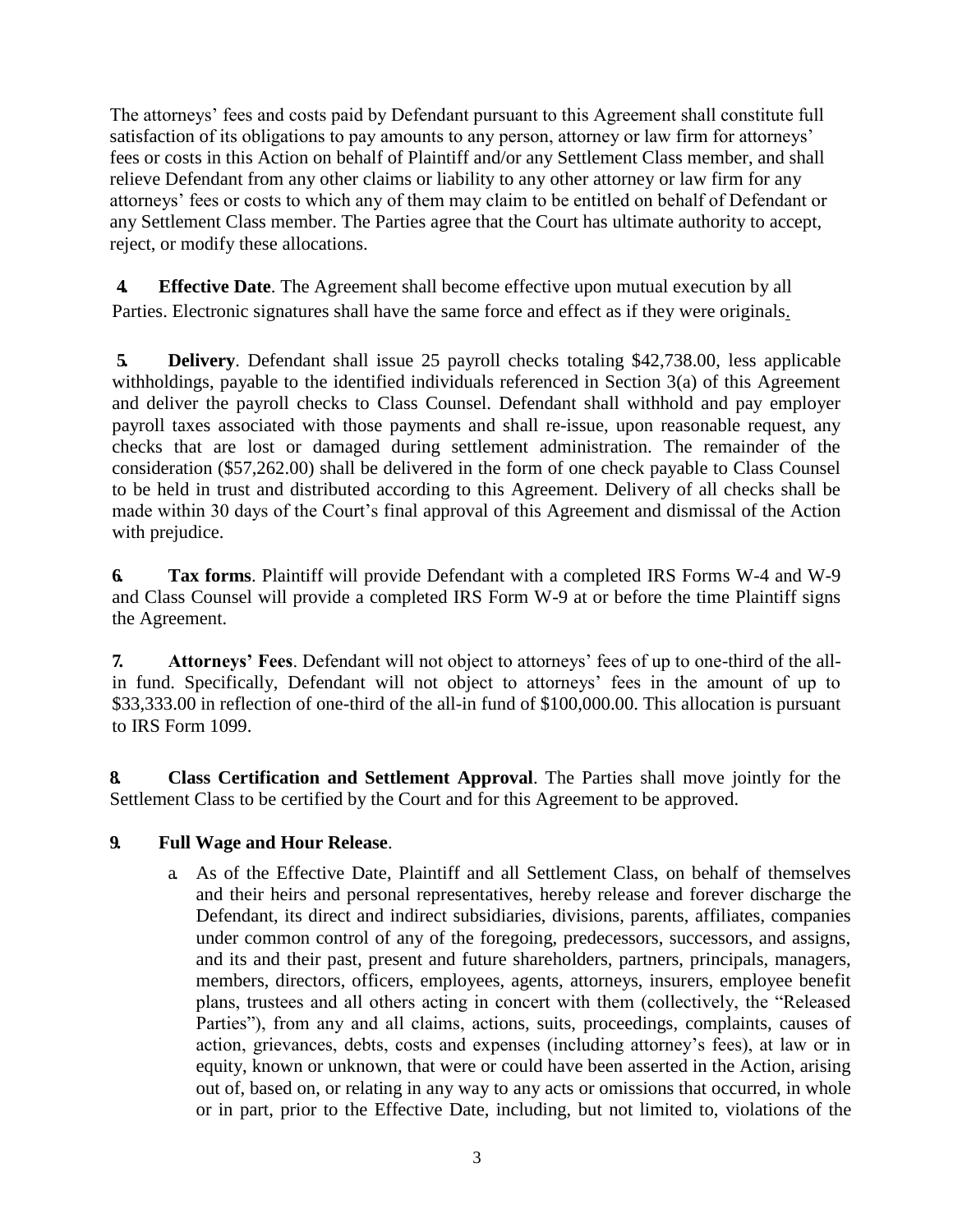The attorneys' fees and costs paid by Defendant pursuant to this Agreement shall constitute full satisfaction of its obligations to pay amounts to any person, attorney or law firm for attorneys' fees or costs in this Action on behalf of Plaintiff and/or any Settlement Class member, and shall relieve Defendant from any other claims or liability to any other attorney or law firm for any attorneys' fees or costs to which any of them may claim to be entitled on behalf of Defendant or any Settlement Class member. The Parties agree that the Court has ultimate authority to accept, reject, or modify these allocations.

**4. Effective Date**. The Agreement shall become effective upon mutual execution by all Parties. Electronic signatures shall have the same force and effect as if they were originals.

**5. Delivery**. Defendant shall issue 25 payroll checks totaling $42,738.00, less applicable withholdings, payable to the identified individuals referenced in Section 3(a) of this Agreement and deliver the payroll checks to Class Counsel. Defendant shall withhold and pay employer payroll taxes associated with those payments and shall re-issue, upon reasonable request, any checks that are lost or damaged during settlement administration. The remainder of the consideration ($57,262.00) shall be delivered in the form of one check payable to Class Counsel to be held in trust and distributed according to this Agreement. Delivery of all checks shall be made within 30 days of the Court's final approval of this Agreement and dismissal of the Action with prejudice.

**6. Tax forms**. Plaintiff will provide Defendant with a completed IRS Forms W-4 and W-9 and Class Counsel will provide a completed IRS Form W-9 at or before the time Plaintiff signs the Agreement.

**7. Attorneys' Fees**. Defendant will not object to attorneys' fees of up to one-third of the all-in fund. Specifically, Defendant will not object to attorneys' fees in the amount of up to $33,333.00 in reflection of one-third of the all-in fund of $100,000.00. This allocation is pursuant to IRS Form 1099.

**8. Class Certification and Settlement Approval**. The Parties shall move jointly for the Settlement Class to be certified by the Court and for this Agreement to be approved.

**9. Full Wage and Hour Release**.

a. As of the Effective Date, Plaintiff and all Settlement Class, on behalf of themselves and their heirs and personal representatives, hereby release and forever discharge the Defendant, its direct and indirect subsidiaries, divisions, parents, affiliates, companies under common control of any of the foregoing, predecessors, successors, and assigns, and its and their past, present and future shareholders, partners, principals, managers, members, directors, officers, employees, agents, attorneys, insurers, employee benefit plans, trustees and all others acting in concert with them (collectively, the "Released Parties"), from any and all claims, actions, suits, proceedings, complaints, causes of action, grievances, debts, costs and expenses (including attorney's fees), at law or in equity, known or unknown, that were or could have been asserted in the Action, arising out of, based on, or relating in any way to any acts or omissions that occurred, in whole or in part, prior to the Effective Date, including, but not limited to, violations of the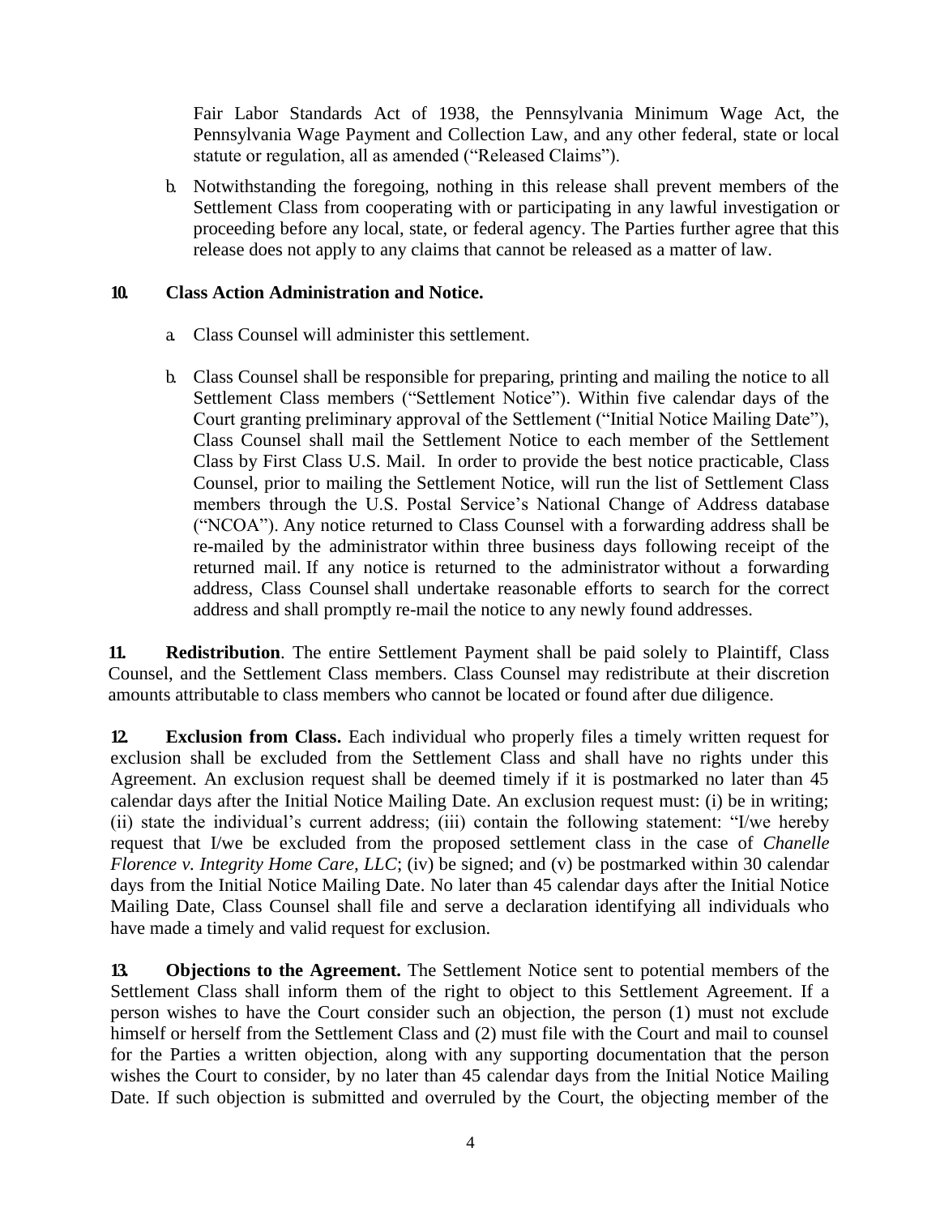Fair Labor Standards Act of 1938, the Pennsylvania Minimum Wage Act, the Pennsylvania Wage Payment and Collection Law, and any other federal, state or local statute or regulation, all as amended ("Released Claims").

b. Notwithstanding the foregoing, nothing in this release shall prevent members of the Settlement Class from cooperating with or participating in any lawful investigation or proceeding before any local, state, or federal agency. The Parties further agree that this release does not apply to any claims that cannot be released as a matter of law.

**10. Class Action Administration and Notice.**

a. Class Counsel will administer this settlement.

b. Class Counsel shall be responsible for preparing, printing and mailing the notice to all Settlement Class members ("Settlement Notice"). Within five calendar days of the Court granting preliminary approval of the Settlement ("Initial Notice Mailing Date"), Class Counsel shall mail the Settlement Notice to each member of the Settlement Class by First Class U.S. Mail. In order to provide the best notice practicable, Class Counsel, prior to mailing the Settlement Notice, will run the list of Settlement Class members through the U.S. Postal Service's National Change of Address database ("NCOA"). Any notice returned to Class Counsel with a forwarding address shall be re-mailed by the administrator within three business days following receipt of the returned mail. If any notice is returned to the administrator without a forwarding address, Class Counsel shall undertake reasonable efforts to search for the correct address and shall promptly re-mail the notice to any newly found addresses.

**11. Redistribution**. The entire Settlement Payment shall be paid solely to Plaintiff, Class Counsel, and the Settlement Class members. Class Counsel may redistribute at their discretion amounts attributable to class members who cannot be located or found after due diligence.

**12. Exclusion from Class.** Each individual who properly files a timely written request for exclusion shall be excluded from the Settlement Class and shall have no rights under this Agreement. An exclusion request shall be deemed timely if it is postmarked no later than 45 calendar days after the Initial Notice Mailing Date. An exclusion request must: (i) be in writing; (ii) state the individual's current address; (iii) contain the following statement: "I/we hereby request that I/we be excluded from the proposed settlement class in the case of *Chanelle Florence v. Integrity Home Care, LLC*; (iv) be signed; and (v) be postmarked within 30 calendar days from the Initial Notice Mailing Date. No later than 45 calendar days after the Initial Notice Mailing Date, Class Counsel shall file and serve a declaration identifying all individuals who have made a timely and valid request for exclusion.

**13. Objections to the Agreement.** The Settlement Notice sent to potential members of the Settlement Class shall inform them of the right to object to this Settlement Agreement. If a person wishes to have the Court consider such an objection, the person (1) must not exclude himself or herself from the Settlement Class and (2) must file with the Court and mail to counsel for the Parties a written objection, along with any supporting documentation that the person wishes the Court to consider, by no later than 45 calendar days from the Initial Notice Mailing Date. If such objection is submitted and overruled by the Court, the objecting member of the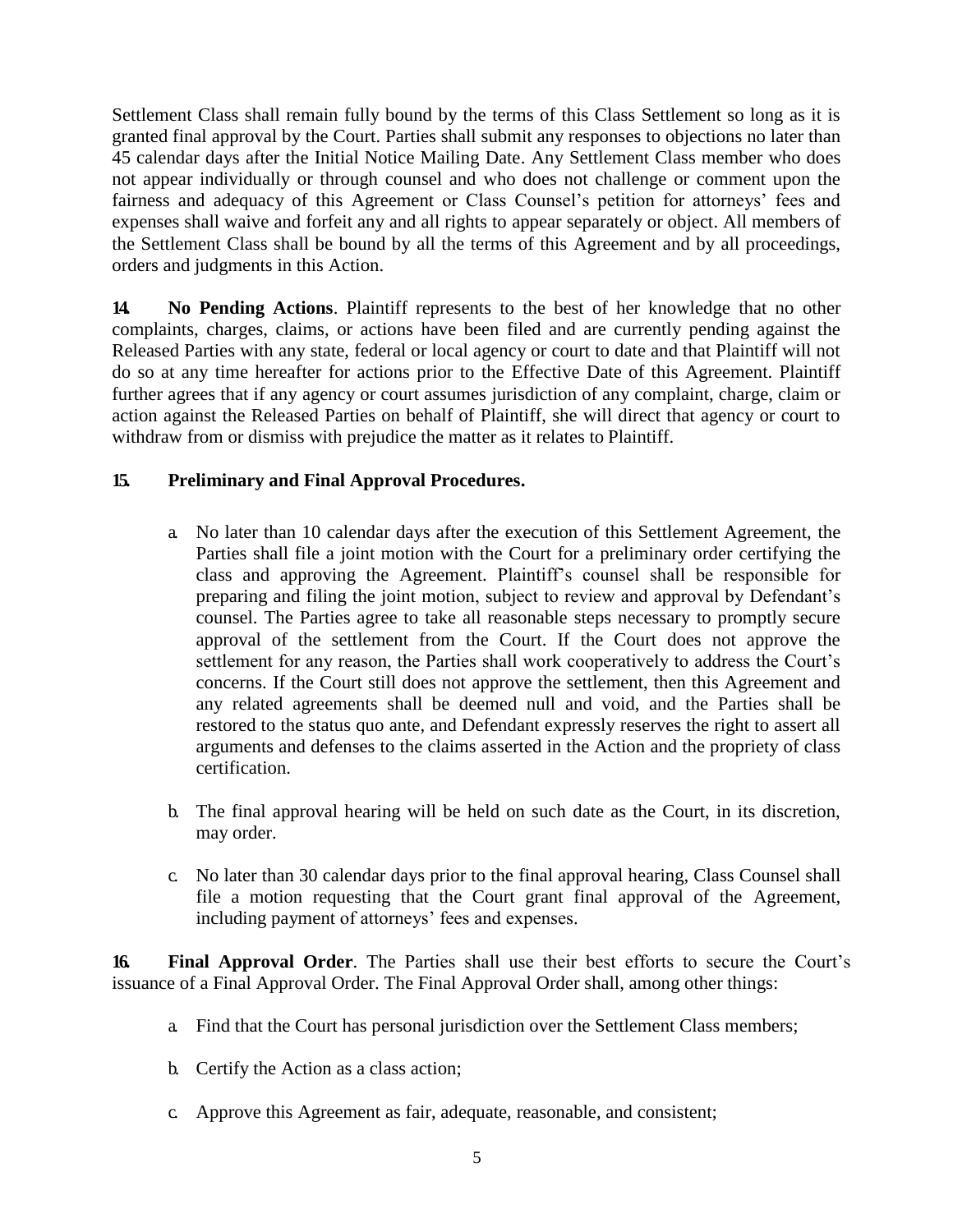Settlement Class shall remain fully bound by the terms of this Class Settlement so long as it is granted final approval by the Court. Parties shall submit any responses to objections no later than 45 calendar days after the Initial Notice Mailing Date. Any Settlement Class member who does not appear individually or through counsel and who does not challenge or comment upon the fairness and adequacy of this Agreement or Class Counsel's petition for attorneys' fees and expenses shall waive and forfeit any and all rights to appear separately or object. All members of the Settlement Class shall be bound by all the terms of this Agreement and by all proceedings, orders and judgments in this Action.

**14. No Pending Actions**. Plaintiff represents to the best of her knowledge that no other complaints, charges, claims, or actions have been filed and are currently pending against the Released Parties with any state, federal or local agency or court to date and that Plaintiff will not do so at any time hereafter for actions prior to the Effective Date of this Agreement. Plaintiff further agrees that if any agency or court assumes jurisdiction of any complaint, charge, claim or action against the Released Parties on behalf of Plaintiff, she will direct that agency or court to withdraw from or dismiss with prejudice the matter as it relates to Plaintiff.

**15. Preliminary and Final Approval Procedures.**

a. No later than 10 calendar days after the execution of this Settlement Agreement, the Parties shall file a joint motion with the Court for a preliminary order certifying the class and approving the Agreement. Plaintiff's counsel shall be responsible for preparing and filing the joint motion, subject to review and approval by Defendant's counsel. The Parties agree to take all reasonable steps necessary to promptly secure approval of the settlement from the Court. If the Court does not approve the settlement for any reason, the Parties shall work cooperatively to address the Court's concerns. If the Court still does not approve the settlement, then this Agreement and any related agreements shall be deemed null and void, and the Parties shall be restored to the status quo ante, and Defendant expressly reserves the right to assert all arguments and defenses to the claims asserted in the Action and the propriety of class certification.

b. The final approval hearing will be held on such date as the Court, in its discretion, may order.

c. No later than 30 calendar days prior to the final approval hearing, Class Counsel shall file a motion requesting that the Court grant final approval of the Agreement, including payment of attorneys' fees and expenses.

**16. Final Approval Order**. The Parties shall use their best efforts to secure the Court's issuance of a Final Approval Order. The Final Approval Order shall, among other things:

a. Find that the Court has personal jurisdiction over the Settlement Class members;

b. Certify the Action as a class action;

c. Approve this Agreement as fair, adequate, reasonable, and consistent;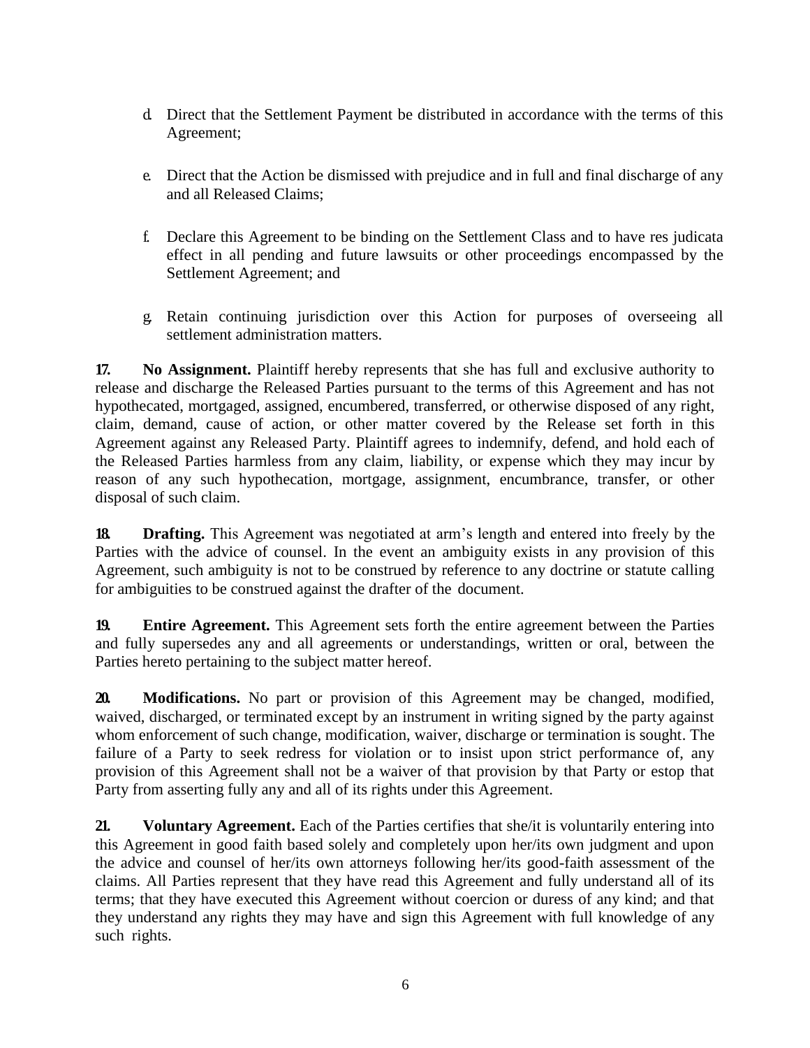d. Direct that the Settlement Payment be distributed in accordance with the terms of this Agreement;

e. Direct that the Action be dismissed with prejudice and in full and final discharge of any and all Released Claims;

f. Declare this Agreement to be binding on the Settlement Class and to have res judicata effect in all pending and future lawsuits or other proceedings encompassed by the Settlement Agreement; and

g. Retain continuing jurisdiction over this Action for purposes of overseeing all settlement administration matters.

**17. No Assignment.** Plaintiff hereby represents that she has full and exclusive authority to release and discharge the Released Parties pursuant to the terms of this Agreement and has not hypothecated, mortgaged, assigned, encumbered, transferred, or otherwise disposed of any right, claim, demand, cause of action, or other matter covered by the Release set forth in this Agreement against any Released Party. Plaintiff agrees to indemnify, defend, and hold each of the Released Parties harmless from any claim, liability, or expense which they may incur by reason of any such hypothecation, mortgage, assignment, encumbrance, transfer, or other disposal of such claim.

**18. Drafting.** This Agreement was negotiated at arm's length and entered into freely by the Parties with the advice of counsel. In the event an ambiguity exists in any provision of this Agreement, such ambiguity is not to be construed by reference to any doctrine or statute calling for ambiguities to be construed against the drafter of the document.

**19. Entire Agreement.** This Agreement sets forth the entire agreement between the Parties and fully supersedes any and all agreements or understandings, written or oral, between the Parties hereto pertaining to the subject matter hereof.

**20. Modifications.** No part or provision of this Agreement may be changed, modified, waived, discharged, or terminated except by an instrument in writing signed by the party against whom enforcement of such change, modification, waiver, discharge or termination is sought. The failure of a Party to seek redress for violation or to insist upon strict performance of, any provision of this Agreement shall not be a waiver of that provision by that Party or estop that Party from asserting fully any and all of its rights under this Agreement.

**21. Voluntary Agreement.** Each of the Parties certifies that she/it is voluntarily entering into this Agreement in good faith based solely and completely upon her/its own judgment and upon the advice and counsel of her/its own attorneys following her/its good-faith assessment of the claims. All Parties represent that they have read this Agreement and fully understand all of its terms; that they have executed this Agreement without coercion or duress of any kind; and that they understand any rights they may have and sign this Agreement with full knowledge of any such rights.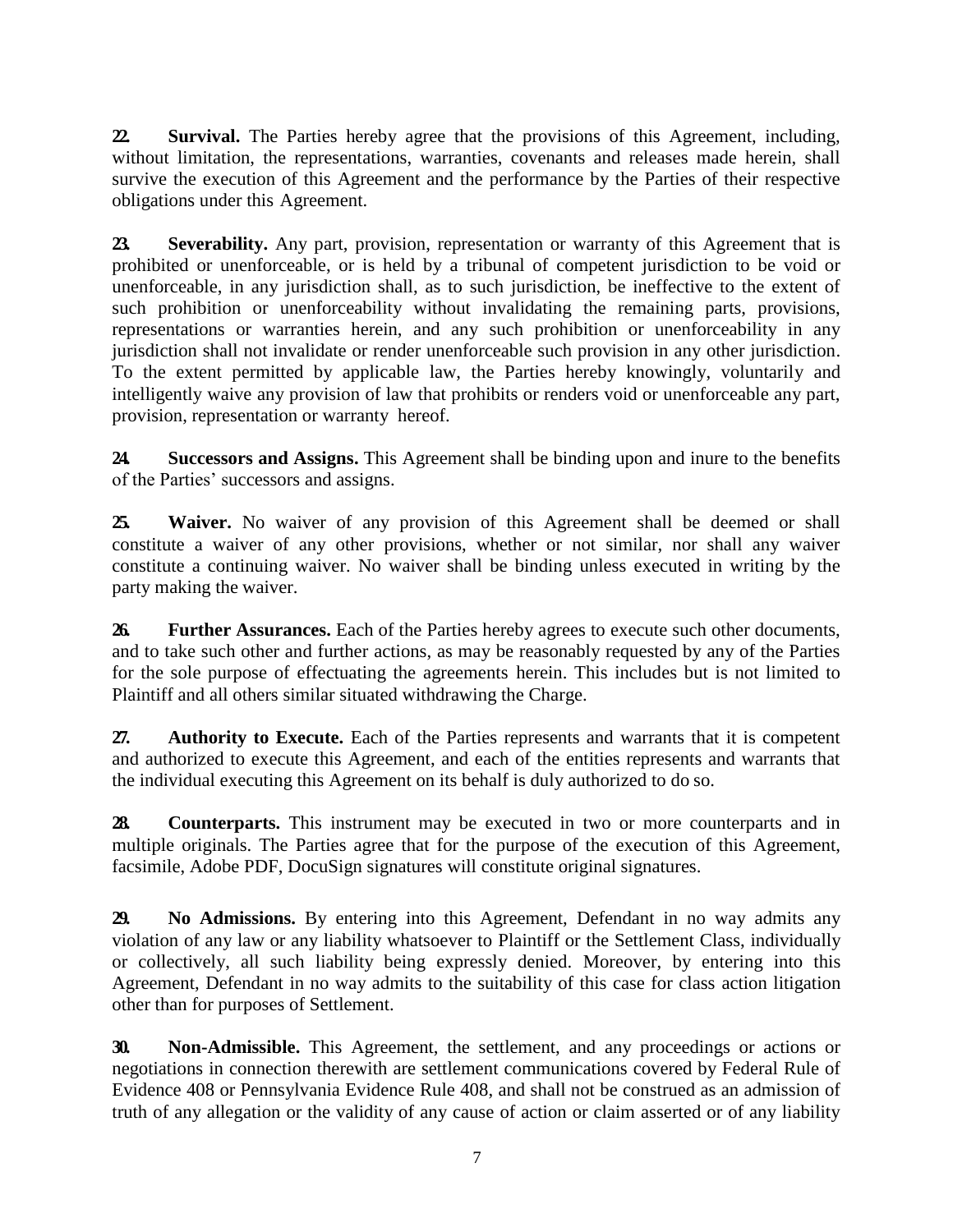**22. Survival.** The Parties hereby agree that the provisions of this Agreement, including, without limitation, the representations, warranties, covenants and releases made herein, shall survive the execution of this Agreement and the performance by the Parties of their respective obligations under this Agreement.

**23. Severability.** Any part, provision, representation or warranty of this Agreement that is prohibited or unenforceable, or is held by a tribunal of competent jurisdiction to be void or unenforceable, in any jurisdiction shall, as to such jurisdiction, be ineffective to the extent of such prohibition or unenforceability without invalidating the remaining parts, provisions, representations or warranties herein, and any such prohibition or unenforceability in any jurisdiction shall not invalidate or render unenforceable such provision in any other jurisdiction. To the extent permitted by applicable law, the Parties hereby knowingly, voluntarily and intelligently waive any provision of law that prohibits or renders void or unenforceable any part, provision, representation or warranty hereof.

**24. Successors and Assigns.** This Agreement shall be binding upon and inure to the benefits of the Parties' successors and assigns.

**25. Waiver.** No waiver of any provision of this Agreement shall be deemed or shall constitute a waiver of any other provisions, whether or not similar, nor shall any waiver constitute a continuing waiver. No waiver shall be binding unless executed in writing by the party making the waiver.

**26. Further Assurances.** Each of the Parties hereby agrees to execute such other documents, and to take such other and further actions, as may be reasonably requested by any of the Parties for the sole purpose of effectuating the agreements herein. This includes but is not limited to Plaintiff and all others similar situated withdrawing the Charge.

**27. Authority to Execute.** Each of the Parties represents and warrants that it is competent and authorized to execute this Agreement, and each of the entities represents and warrants that the individual executing this Agreement on its behalf is duly authorized to do so.

**28. Counterparts.** This instrument may be executed in two or more counterparts and in multiple originals. The Parties agree that for the purpose of the execution of this Agreement, facsimile, Adobe PDF, DocuSign signatures will constitute original signatures.

**29. No Admissions.** By entering into this Agreement, Defendant in no way admits any violation of any law or any liability whatsoever to Plaintiff or the Settlement Class, individually or collectively, all such liability being expressly denied. Moreover, by entering into this Agreement, Defendant in no way admits to the suitability of this case for class action litigation other than for purposes of Settlement.

**30. Non-Admissible.** This Agreement, the settlement, and any proceedings or actions or negotiations in connection therewith are settlement communications covered by Federal Rule of Evidence 408 or Pennsylvania Evidence Rule 408, and shall not be construed as an admission of truth of any allegation or the validity of any cause of action or claim asserted or of any liability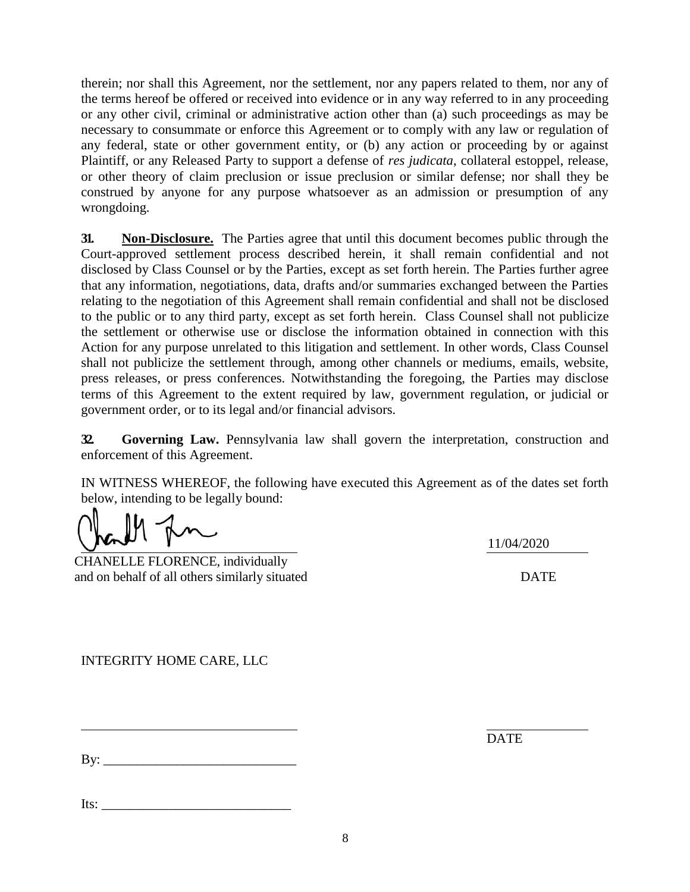therein; nor shall this Agreement, nor the settlement, nor any papers related to them, nor any of the terms hereof be offered or received into evidence or in any way referred to in any proceeding or any other civil, criminal or administrative action other than (a) such proceedings as may be necessary to consummate or enforce this Agreement or to comply with any law or regulation of any federal, state or other government entity, or (b) any action or proceeding by or against Plaintiff, or any Released Party to support a defense of *res judicata*, collateral estoppel, release, or other theory of claim preclusion or issue preclusion or similar defense; nor shall they be construed by anyone for any purpose whatsoever as an admission or presumption of any wrongdoing.

**31. Non-Disclosure.** The Parties agree that until this document becomes public through the Court-approved settlement process described herein, it shall remain confidential and not disclosed by Class Counsel or by the Parties, except as set forth herein. The Parties further agree that any information, negotiations, data, drafts and/or summaries exchanged between the Parties relating to the negotiation of this Agreement shall remain confidential and shall not be disclosed to the public or to any third party, except as set forth herein. Class Counsel shall not publicize the settlement or otherwise use or disclose the information obtained in connection with this Action for any purpose unrelated to this litigation and settlement. In other words, Class Counsel shall not publicize the settlement through, among other channels or mediums, emails, website, press releases, or press conferences. Notwithstanding the foregoing, the Parties may disclose terms of this Agreement to the extent required by law, government regulation, or judicial or government order, or to its legal and/or financial advisors.

**32. Governing Law.** Pennsylvania law shall govern the interpretation, construction and enforcement of this Agreement.

IN WITNESS WHEREOF, the following have executed this Agreement as of the dates set forth below, intending to be legally bound:

\_\_\_\_\_\_\_\_\_\_\_\_\_\_\_\_\_\_\_\_\_\_\_\_\_\_\_\_\_\_\_\_ 11/04/2020

CHANELLE FLORENCE, individually and on behalf of all others similarly situated DATE

INTEGRITY HOME CARE, LLC

\_\_\_\_\_\_\_\_\_\_\_\_\_\_\_\_\_\_\_\_\_\_\_\_\_\_\_\_\_\_\_\_ \_\_\_\_\_\_\_\_\_\_\_\_\_\_\_

DATE

By: \_\_\_\_\_\_\_\_\_\_\_\_\_\_\_\_\_\_\_\_\_\_\_\_\_\_\_\_

Its: \_\_\_\_\_\_\_\_\_\_\_\_\_\_\_\_\_\_\_\_\_\_\_\_\_\_\_\_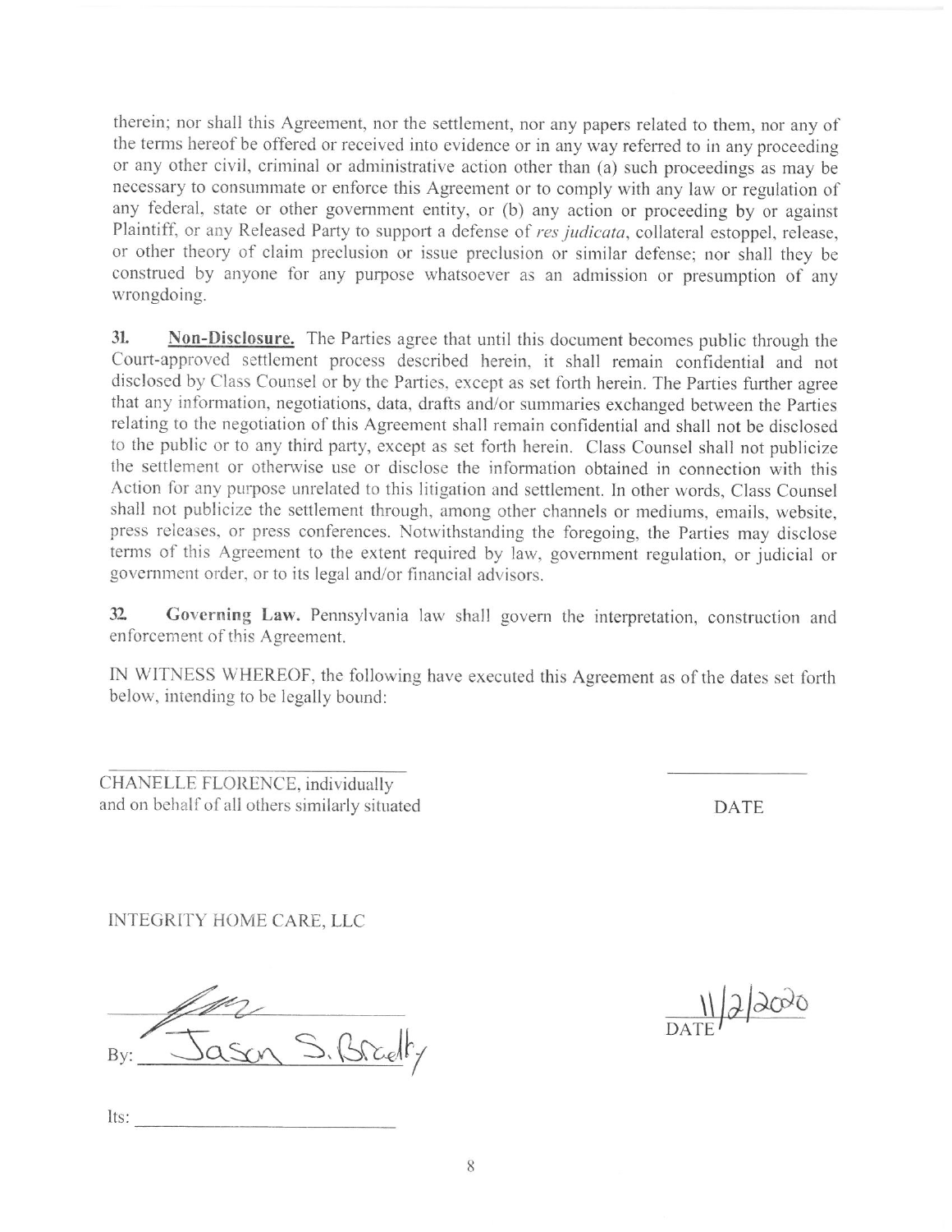therein; nor shall this Agreement, nor the settlement, nor any papers related to them, nor any of the terms hereof be offered or received into evidence or in any way referred to in any proceeding or any other civil, criminal or administrative action other than (a) such proceedings as may be necessary to consummate or enforce this Agreement or to comply with any law or regulation of any federal, state or other government entity, or (b) any action or proceeding by or against Plaintiff, or any Released Party to support a defense of *res judicata*, collateral estoppel, release, or other theory of claim preclusion or issue preclusion or similar defense; nor shall they be construed by anyone for any purpose whatsoever as an admission or presumption of any wrongdoing.

**31. <u>Non-Disclosure.</u>** The Parties agree that until this document becomes public through the Court-approved settlement process described herein, it shall remain confidential and not disclosed by Class Counsel or by the Parties, except as set forth herein. The Parties further agree that any information, negotiations, data, drafts and/or summaries exchanged between the Parties relating to the negotiation of this Agreement shall remain confidential and shall not be disclosed to the public or to any third party, except as set forth herein. Class Counsel shall not publicize the settlement or otherwise use or disclose the information obtained in connection with this Action for any purpose unrelated to this litigation and settlement. In other words, Class Counsel shall not publicize the settlement through, among other channels or mediums, emails, website, press releases, or press conferences. Notwithstanding the foregoing, the Parties may disclose terms of this Agreement to the extent required by law, government regulation, or judicial or government order, or to its legal and/or financial advisors.

**32. Governing Law.** Pennsylvania law shall govern the interpretation, construction and enforcement of this Agreement.

IN WITNESS WHEREOF, the following have executed this Agreement as of the dates set forth below, intending to be legally bound:

\_\_\_\_\_\_\_\_\_\_\_\_\_\_\_\_\_\_\_\_\_\_\_\_\_\_\_\_\_\_
CHANELLE FLORENCE, individually
and on behalf of all others similarly situated

\_\_\_\_\_\_\_\_\_\_\_\_\_\_
DATE

INTEGRITY HOME CARE, LLC

By: Jason S. Bradley

11/2/2020
DATE

Its: \_\_\_\_\_\_\_\_\_\_\_\_\_\_\_\_\_\_\_\_\_\_\_\_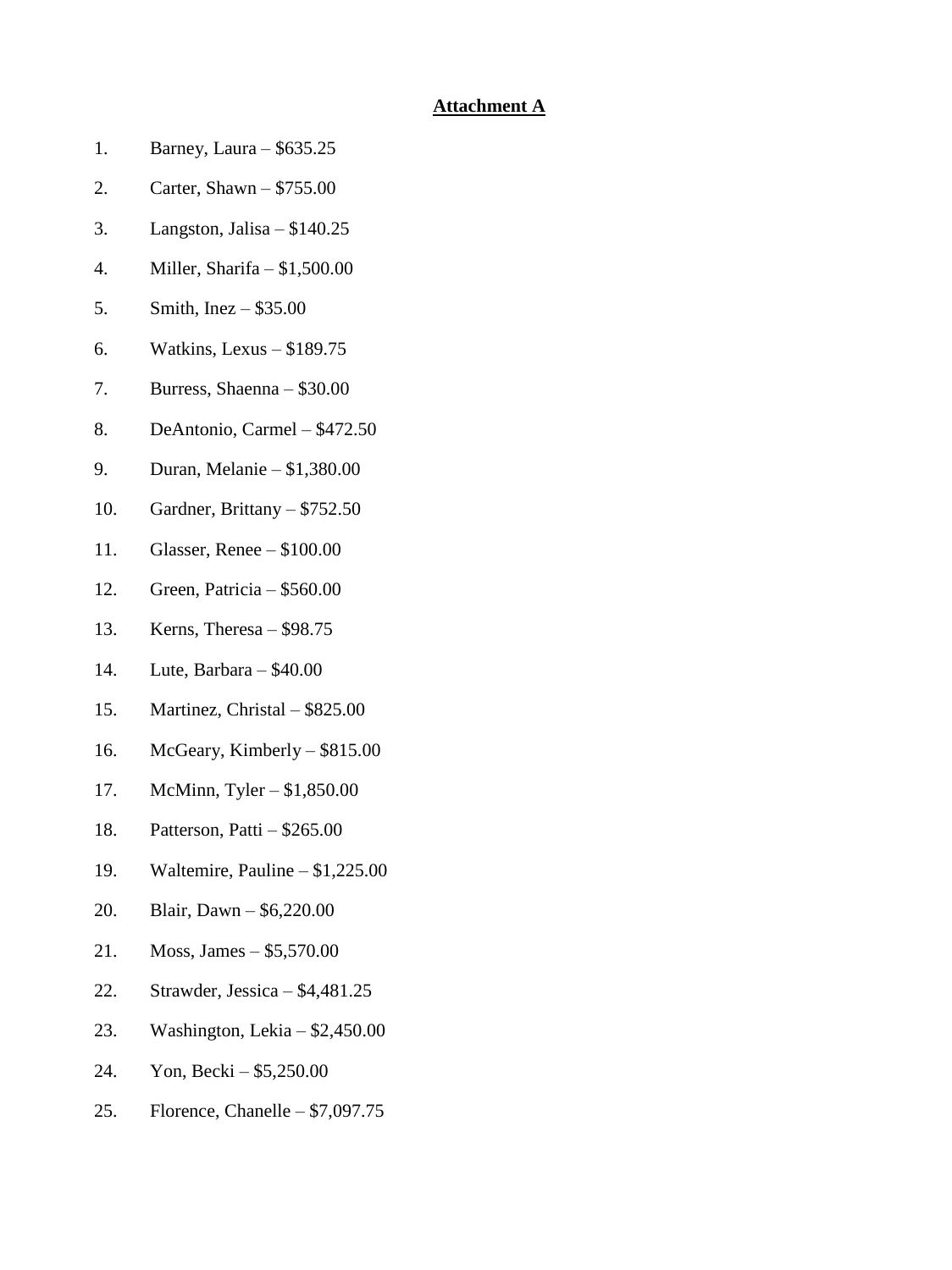**Attachment A**

1. Barney, Laura – $635.25
2. Carter, Shawn – $755.00
3. Langston, Jalisa – $140.25
4. Miller, Sharifa – $1,500.00
5. Smith, Inez – $35.00
6. Watkins, Lexus – $189.75
7. Burress, Shaenna – $30.00
8. DeAntonio, Carmel – $472.50
9. Duran, Melanie – $1,380.00
10. Gardner, Brittany – $752.50
11. Glasser, Renee – $100.00
12. Green, Patricia – $560.00
13. Kerns, Theresa – $98.75
14. Lute, Barbara – $40.00
15. Martinez, Christal – $825.00
16. McGeary, Kimberly – $815.00
17. McMinn, Tyler – $1,850.00
18. Patterson, Patti – $265.00
19. Waltemire, Pauline – $1,225.00
20. Blair, Dawn – $6,220.00
21. Moss, James – $5,570.00
22. Strawder, Jessica – $4,481.25
23. Washington, Lekia – $2,450.00
24. Yon, Becki – $5,250.00
25. Florence, Chanelle – $7,097.75